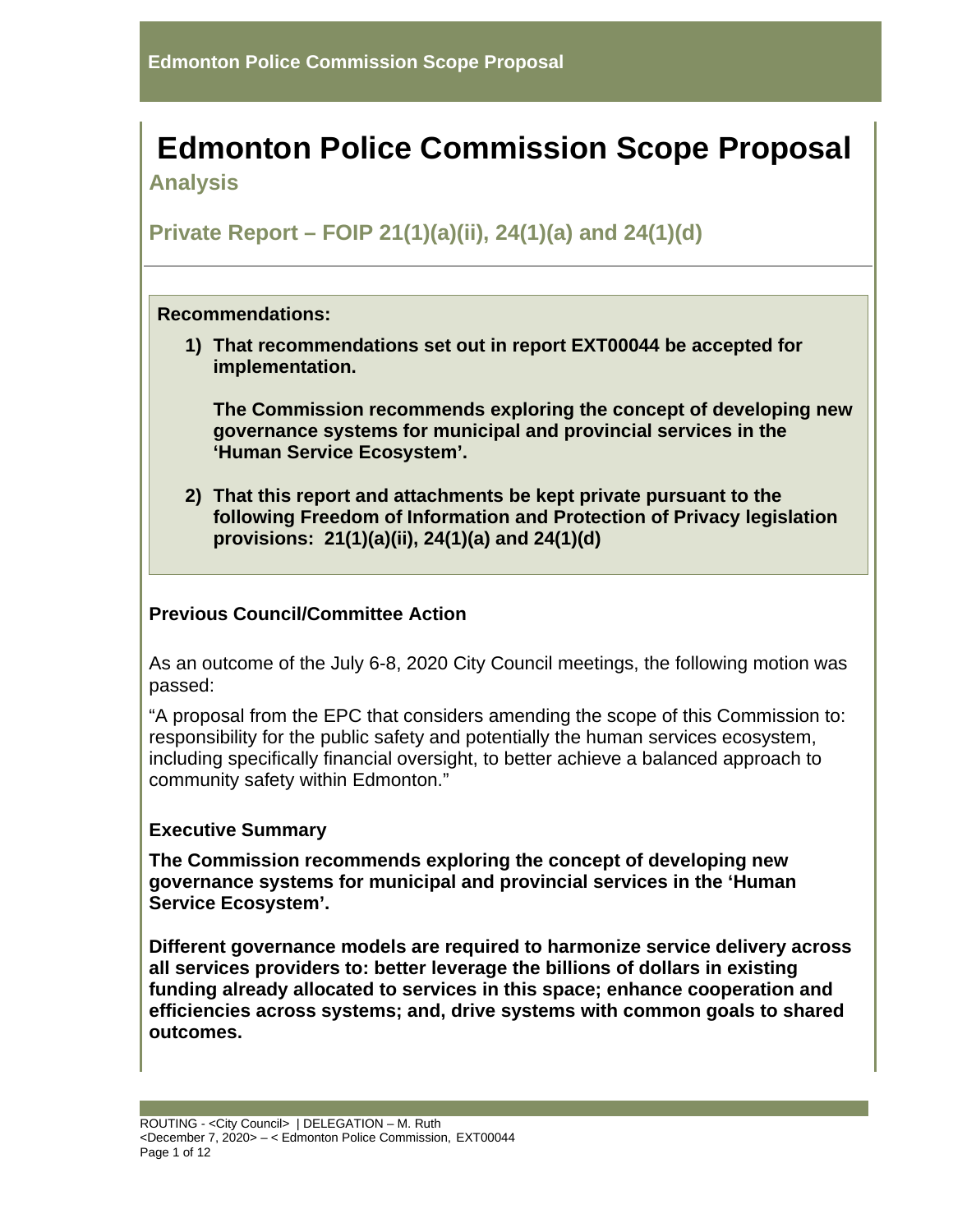# Edmonton Police Commission Scope Proposal

## Analysis

## Private Report – FOIP 21(1)(a)(ii), 24(1)(a) and 24(1)(d)

**Recommendations:**

1) **That recommendations set out in report EXT00044 be accepted for implementation.**

   **The Commission recommends exploring the concept of developing new governance systems for municipal and provincial services in the 'Human Service Ecosystem'.**

2) **That this report and attachments be kept private pursuant to the following Freedom of Information and Protection of Privacy legislation provisions: 21(1)(a)(ii), 24(1)(a) and 24(1)(d)**

### Previous Council/Committee Action

As an outcome of the July 6-8, 2020 City Council meetings, the following motion was passed:

"A proposal from the EPC that considers amending the scope of this Commission to: responsibility for the public safety and potentially the human services ecosystem, including specifically financial oversight, to better achieve a balanced approach to community safety within Edmonton."

### Executive Summary

**The Commission recommends exploring the concept of developing new governance systems for municipal and provincial services in the 'Human Service Ecosystem'.**

**Different governance models are required to harmonize service delivery across all services providers to: better leverage the billions of dollars in existing funding already allocated to services in this space; enhance cooperation and efficiencies across systems; and, drive systems with common goals to shared outcomes.**

ROUTING - <City Council> | DELEGATION – M. Ruth
<December 7, 2020> – < Edmonton Police Commission, EXT00044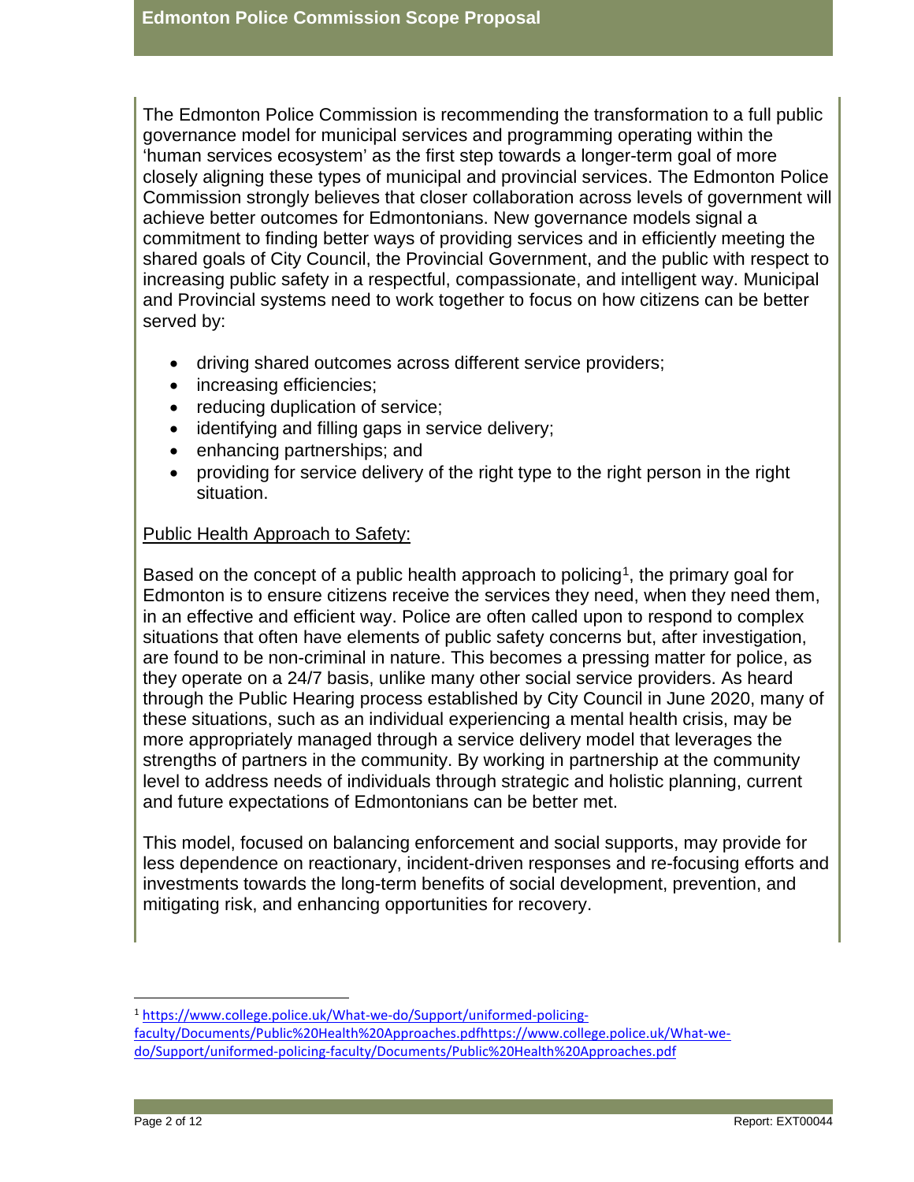The Edmonton Police Commission is recommending the transformation to a full public governance model for municipal services and programming operating within the 'human services ecosystem' as the first step towards a longer-term goal of more closely aligning these types of municipal and provincial services. The Edmonton Police Commission strongly believes that closer collaboration across levels of government will achieve better outcomes for Edmontonians. New governance models signal a commitment to finding better ways of providing services and in efficiently meeting the shared goals of City Council, the Provincial Government, and the public with respect to increasing public safety in a respectful, compassionate, and intelligent way. Municipal and Provincial systems need to work together to focus on how citizens can be better served by:

- driving shared outcomes across different service providers;
- increasing efficiencies;
- reducing duplication of service;
- identifying and filling gaps in service delivery;
- enhancing partnerships; and
- providing for service delivery of the right type to the right person in the right situation.

Public Health Approach to Safety:

Based on the concept of a public health approach to policing[1], the primary goal for Edmonton is to ensure citizens receive the services they need, when they need them, in an effective and efficient way. Police are often called upon to respond to complex situations that often have elements of public safety concerns but, after investigation, are found to be non-criminal in nature. This becomes a pressing matter for police, as they operate on a 24/7 basis, unlike many other social service providers. As heard through the Public Hearing process established by City Council in June 2020, many of these situations, such as an individual experiencing a mental health crisis, may be more appropriately managed through a service delivery model that leverages the strengths of partners in the community. By working in partnership at the community level to address needs of individuals through strategic and holistic planning, current and future expectations of Edmontonians can be better met.

This model, focused on balancing enforcement and social supports, may provide for less dependence on reactionary, incident-driven responses and re-focusing efforts and investments towards the long-term benefits of social development, prevention, and mitigating risk, and enhancing opportunities for recovery.

---

[1] https://www.college.police.uk/What-we-do/Support/uniformed-policing-faculty/Documents/Public%20Health%20Approaches.pdfhttps://www.college.police.uk/What-we-do/Support/uniformed-policing-faculty/Documents/Public%20Health%20Approaches.pdf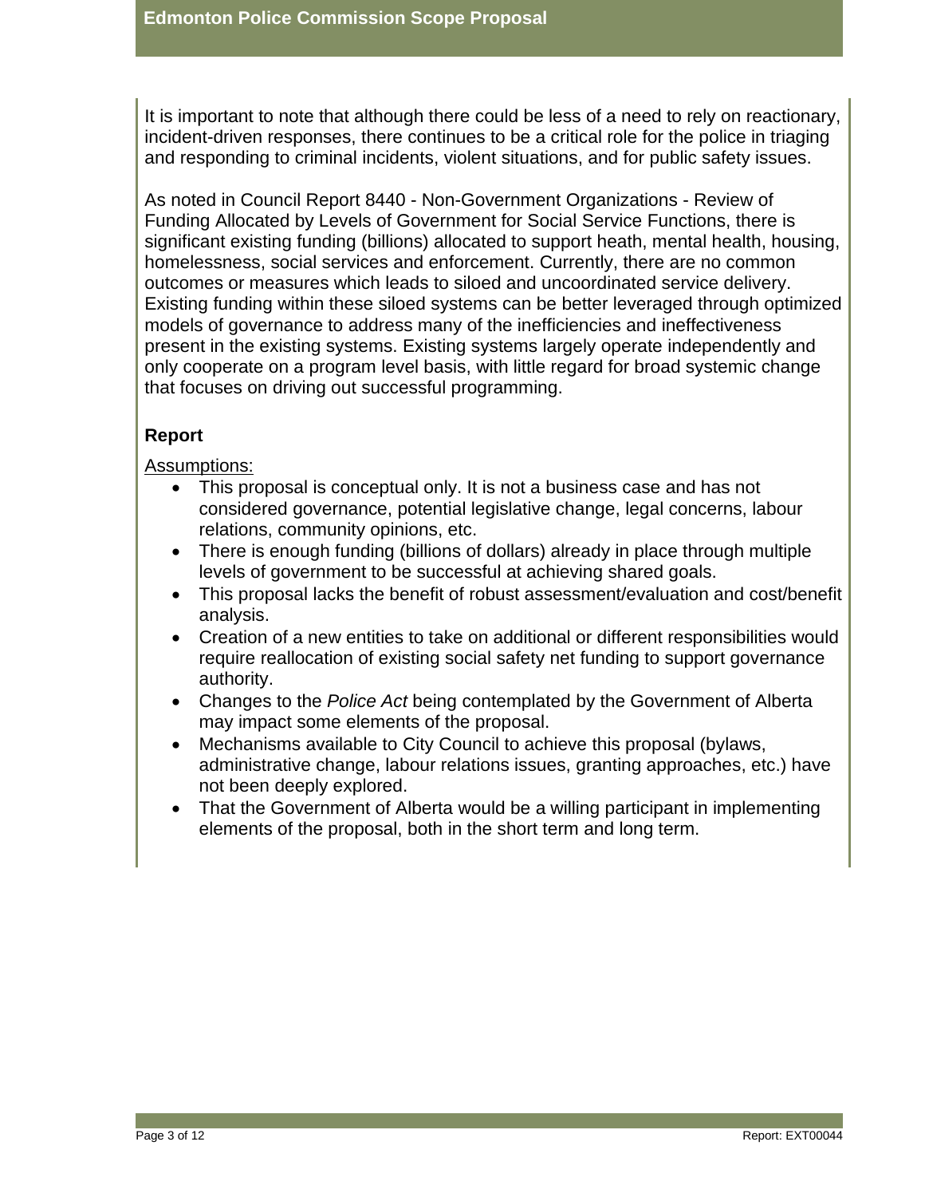It is important to note that although there could be less of a need to rely on reactionary, incident-driven responses, there continues to be a critical role for the police in triaging and responding to criminal incidents, violent situations, and for public safety issues.

As noted in Council Report 8440 - Non-Government Organizations - Review of Funding Allocated by Levels of Government for Social Service Functions, there is significant existing funding (billions) allocated to support heath, mental health, housing, homelessness, social services and enforcement. Currently, there are no common outcomes or measures which leads to siloed and uncoordinated service delivery. Existing funding within these siloed systems can be better leveraged through optimized models of governance to address many of the inefficiencies and ineffectiveness present in the existing systems. Existing systems largely operate independently and only cooperate on a program level basis, with little regard for broad systemic change that focuses on driving out successful programming.

## Report

Assumptions:

- This proposal is conceptual only. It is not a business case and has not considered governance, potential legislative change, legal concerns, labour relations, community opinions, etc.
- There is enough funding (billions of dollars) already in place through multiple levels of government to be successful at achieving shared goals.
- This proposal lacks the benefit of robust assessment/evaluation and cost/benefit analysis.
- Creation of a new entities to take on additional or different responsibilities would require reallocation of existing social safety net funding to support governance authority.
- Changes to the *Police Act* being contemplated by the Government of Alberta may impact some elements of the proposal.
- Mechanisms available to City Council to achieve this proposal (bylaws, administrative change, labour relations issues, granting approaches, etc.) have not been deeply explored.
- That the Government of Alberta would be a willing participant in implementing elements of the proposal, both in the short term and long term.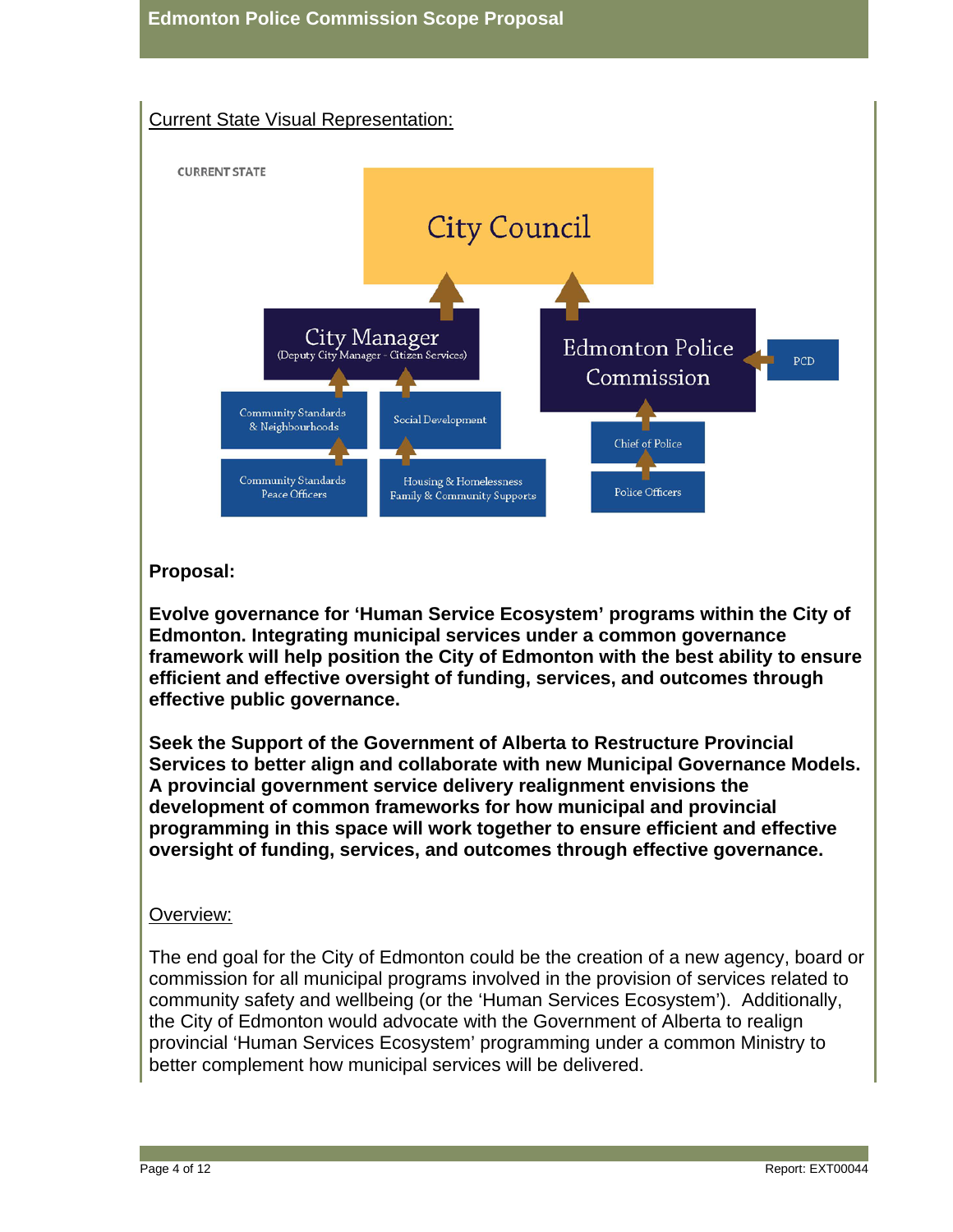Current State Visual Representation:

CURRENT STATE

City Council

City Manager
(Deputy City Manager - Citizen Services)

Community Standards & Neighbourhoods

Community Standards Peace Officers

Social Development

Housing & Homelessness Family & Community Supports

Edmonton Police Commission

PCD

Chief of Police

Police Officers

**Proposal:**

**Evolve governance for 'Human Service Ecosystem' programs within the City of Edmonton. Integrating municipal services under a common governance framework will help position the City of Edmonton with the best ability to ensure efficient and effective oversight of funding, services, and outcomes through effective public governance.**

**Seek the Support of the Government of Alberta to Restructure Provincial Services to better align and collaborate with new Municipal Governance Models. A provincial government service delivery realignment envisions the development of common frameworks for how municipal and provincial programming in this space will work together to ensure efficient and effective oversight of funding, services, and outcomes through effective governance.**

Overview:

The end goal for the City of Edmonton could be the creation of a new agency, board or commission for all municipal programs involved in the provision of services related to community safety and wellbeing (or the 'Human Services Ecosystem'). Additionally, the City of Edmonton would advocate with the Government of Alberta to realign provincial 'Human Services Ecosystem' programming under a common Ministry to better complement how municipal services will be delivered.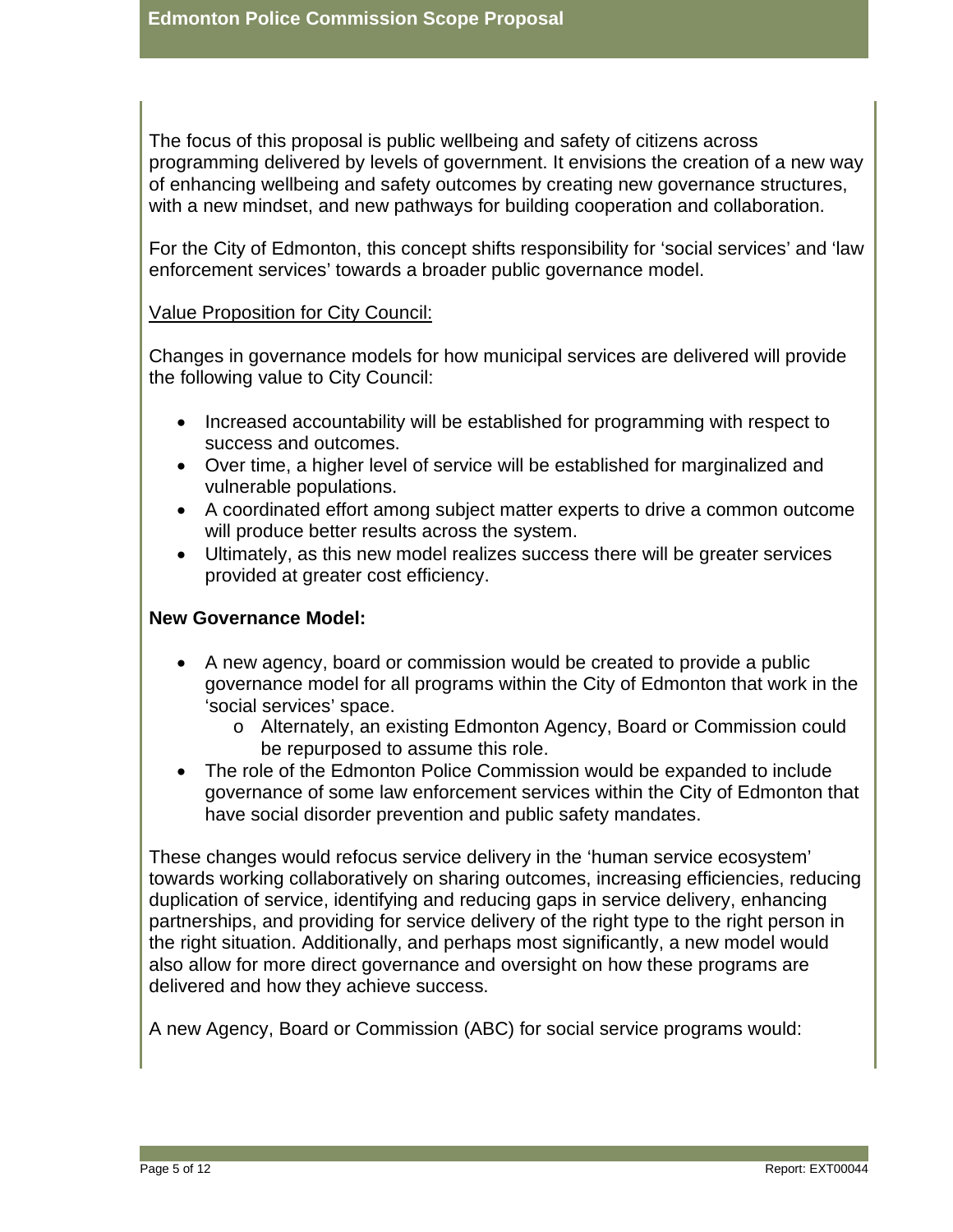The focus of this proposal is public wellbeing and safety of citizens across programming delivered by levels of government. It envisions the creation of a new way of enhancing wellbeing and safety outcomes by creating new governance structures, with a new mindset, and new pathways for building cooperation and collaboration.

For the City of Edmonton, this concept shifts responsibility for 'social services' and 'law enforcement services' towards a broader public governance model.

<u>Value Proposition for City Council:</u>

Changes in governance models for how municipal services are delivered will provide the following value to City Council:

- Increased accountability will be established for programming with respect to success and outcomes.
- Over time, a higher level of service will be established for marginalized and vulnerable populations.
- A coordinated effort among subject matter experts to drive a common outcome will produce better results across the system.
- Ultimately, as this new model realizes success there will be greater services provided at greater cost efficiency.

**New Governance Model:**

- A new agency, board or commission would be created to provide a public governance model for all programs within the City of Edmonton that work in the 'social services' space.
  - Alternately, an existing Edmonton Agency, Board or Commission could be repurposed to assume this role.
- The role of the Edmonton Police Commission would be expanded to include governance of some law enforcement services within the City of Edmonton that have social disorder prevention and public safety mandates.

These changes would refocus service delivery in the 'human service ecosystem' towards working collaboratively on sharing outcomes, increasing efficiencies, reducing duplication of service, identifying and reducing gaps in service delivery, enhancing partnerships, and providing for service delivery of the right type to the right person in the right situation. Additionally, and perhaps most significantly, a new model would also allow for more direct governance and oversight on how these programs are delivered and how they achieve success.

A new Agency, Board or Commission (ABC) for social service programs would: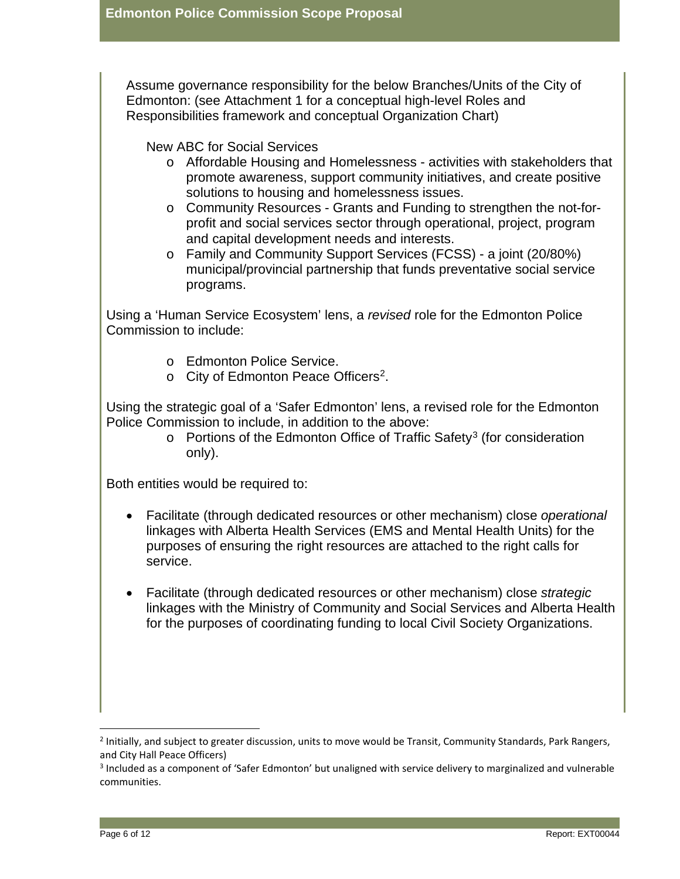Assume governance responsibility for the below Branches/Units of the City of Edmonton: (see Attachment 1 for a conceptual high-level Roles and Responsibilities framework and conceptual Organization Chart)

New ABC for Social Services

- Affordable Housing and Homelessness - activities with stakeholders that promote awareness, support community initiatives, and create positive solutions to housing and homelessness issues.
- Community Resources - Grants and Funding to strengthen the not-for-profit and social services sector through operational, project, program and capital development needs and interests.
- Family and Community Support Services (FCSS) - a joint (20/80%) municipal/provincial partnership that funds preventative social service programs.

Using a 'Human Service Ecosystem' lens, a *revised* role for the Edmonton Police Commission to include:

- Edmonton Police Service.
- City of Edmonton Peace Officers[2].

Using the strategic goal of a 'Safer Edmonton' lens, a revised role for the Edmonton Police Commission to include, in addition to the above:

- Portions of the Edmonton Office of Traffic Safety[3] (for consideration only).

Both entities would be required to:

- Facilitate (through dedicated resources or other mechanism) close *operational* linkages with Alberta Health Services (EMS and Mental Health Units) for the purposes of ensuring the right resources are attached to the right calls for service.

- Facilitate (through dedicated resources or other mechanism) close *strategic* linkages with the Ministry of Community and Social Services and Alberta Health for the purposes of coordinating funding to local Civil Society Organizations.

---

[2] Initially, and subject to greater discussion, units to move would be Transit, Community Standards, Park Rangers, and City Hall Peace Officers)

[3] Included as a component of 'Safer Edmonton' but unaligned with service delivery to marginalized and vulnerable communities.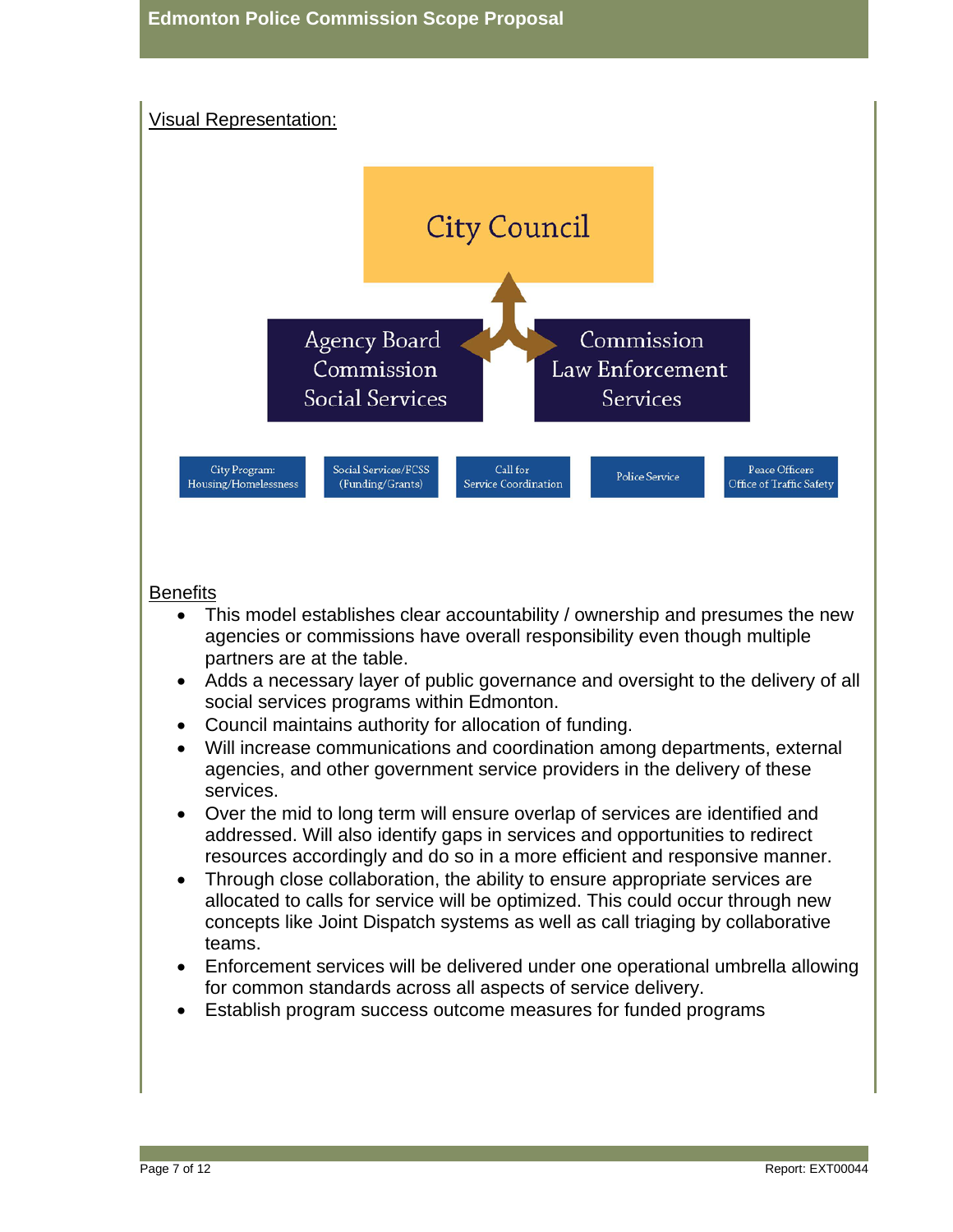Visual Representation:

City Council

Agency Board Commission Social Services

Commission Law Enforcement Services

City Program: Housing/Homelessness

Social Services/FCSS (Funding/Grants)

Call for Service Coordination

Police Service

Peace Officers Office of Traffic Safety

Benefits

- This model establishes clear accountability / ownership and presumes the new agencies or commissions have overall responsibility even though multiple partners are at the table.
- Adds a necessary layer of public governance and oversight to the delivery of all social services programs within Edmonton.
- Council maintains authority for allocation of funding.
- Will increase communications and coordination among departments, external agencies, and other government service providers in the delivery of these services.
- Over the mid to long term will ensure overlap of services are identified and addressed. Will also identify gaps in services and opportunities to redirect resources accordingly and do so in a more efficient and responsive manner.
- Through close collaboration, the ability to ensure appropriate services are allocated to calls for service will be optimized. This could occur through new concepts like Joint Dispatch systems as well as call triaging by collaborative teams.
- Enforcement services will be delivered under one operational umbrella allowing for common standards across all aspects of service delivery.
- Establish program success outcome measures for funded programs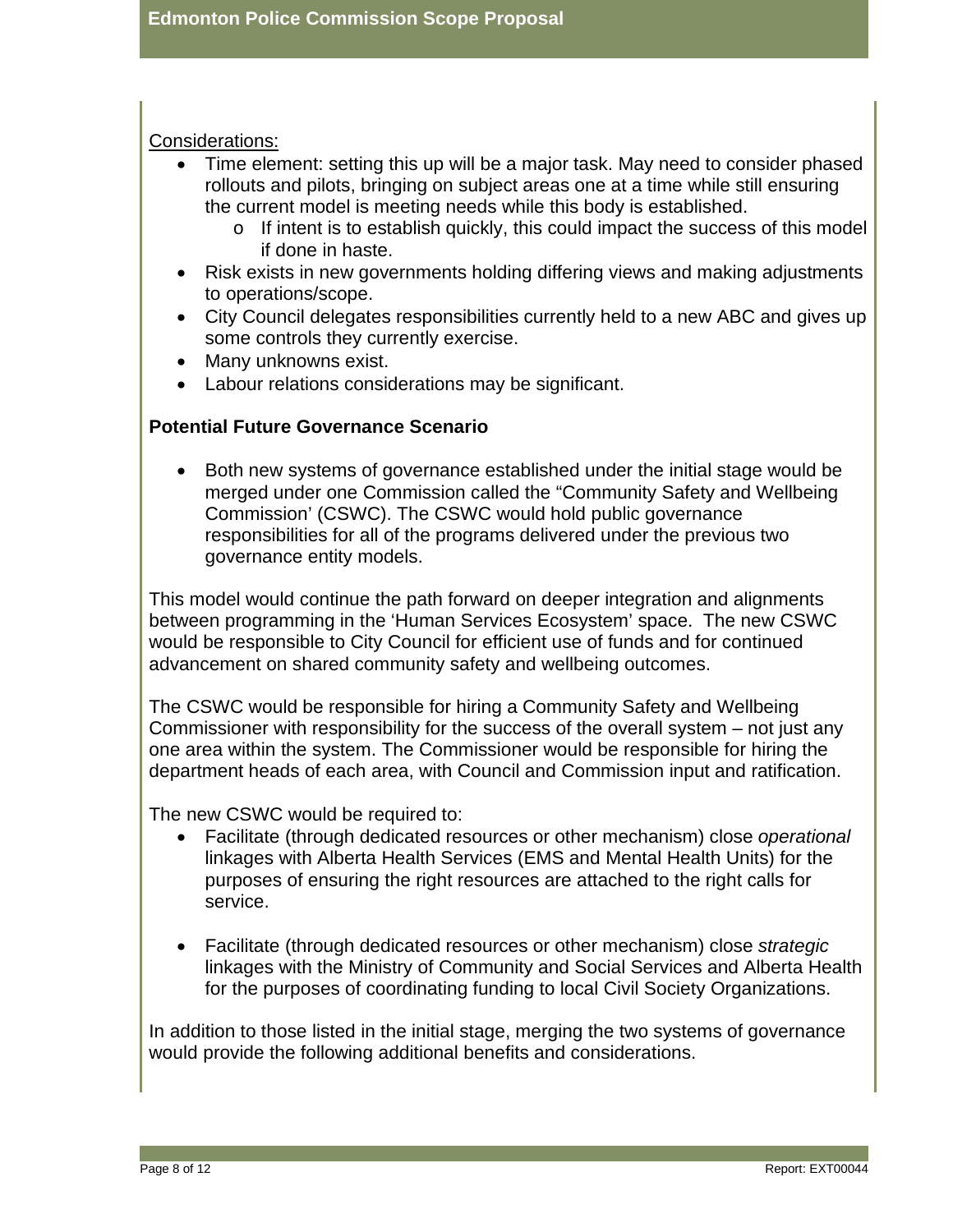Considerations:

- Time element: setting this up will be a major task. May need to consider phased rollouts and pilots, bringing on subject areas one at a time while still ensuring the current model is meeting needs while this body is established.
  - If intent is to establish quickly, this could impact the success of this model if done in haste.
- Risk exists in new governments holding differing views and making adjustments to operations/scope.
- City Council delegates responsibilities currently held to a new ABC and gives up some controls they currently exercise.
- Many unknowns exist.
- Labour relations considerations may be significant.

**Potential Future Governance Scenario**

- Both new systems of governance established under the initial stage would be merged under one Commission called the "Community Safety and Wellbeing Commission' (CSWC). The CSWC would hold public governance responsibilities for all of the programs delivered under the previous two governance entity models.

This model would continue the path forward on deeper integration and alignments between programming in the 'Human Services Ecosystem' space. The new CSWC would be responsible to City Council for efficient use of funds and for continued advancement on shared community safety and wellbeing outcomes.

The CSWC would be responsible for hiring a Community Safety and Wellbeing Commissioner with responsibility for the success of the overall system – not just any one area within the system. The Commissioner would be responsible for hiring the department heads of each area, with Council and Commission input and ratification.

The new CSWC would be required to:

- Facilitate (through dedicated resources or other mechanism) close *operational* linkages with Alberta Health Services (EMS and Mental Health Units) for the purposes of ensuring the right resources are attached to the right calls for service.

- Facilitate (through dedicated resources or other mechanism) close *strategic* linkages with the Ministry of Community and Social Services and Alberta Health for the purposes of coordinating funding to local Civil Society Organizations.

In addition to those listed in the initial stage, merging the two systems of governance would provide the following additional benefits and considerations.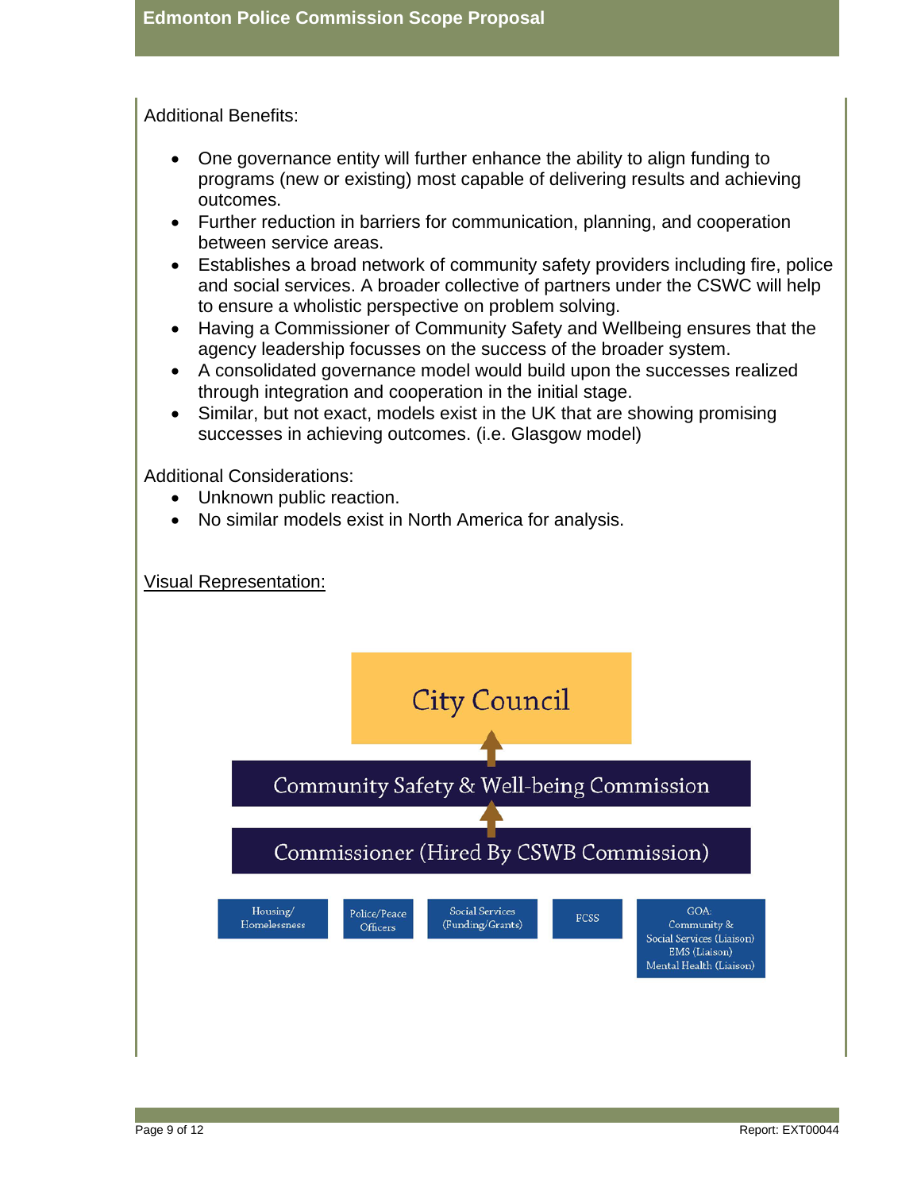Additional Benefits:

- One governance entity will further enhance the ability to align funding to programs (new or existing) most capable of delivering results and achieving outcomes.
- Further reduction in barriers for communication, planning, and cooperation between service areas.
- Establishes a broad network of community safety providers including fire, police and social services. A broader collective of partners under the CSWC will help to ensure a wholistic perspective on problem solving.
- Having a Commissioner of Community Safety and Wellbeing ensures that the agency leadership focusses on the success of the broader system.
- A consolidated governance model would build upon the successes realized through integration and cooperation in the initial stage.
- Similar, but not exact, models exist in the UK that are showing promising successes in achieving outcomes. (i.e. Glasgow model)

Additional Considerations:

- Unknown public reaction.
- No similar models exist in North America for analysis.

<u>Visual Representation:</u>

City Council

↑

Community Safety & Well-being Commission

↑

Commissioner (Hired By CSWB Commission)

| Housing/ Homelessness | Police/Peace Officers | Social Services (Funding/Grants) | FCSS | GOA: Community & Social Services (Liaison) EMS (Liaison) Mental Health (Liaison) |
|---|---|---|---|---|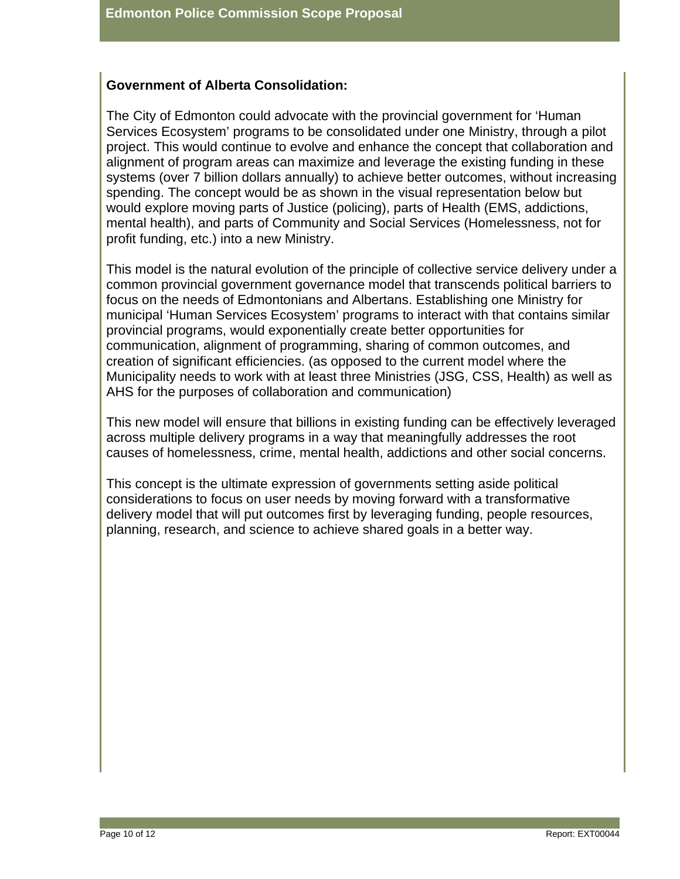**Government of Alberta Consolidation:**

The City of Edmonton could advocate with the provincial government for 'Human Services Ecosystem' programs to be consolidated under one Ministry, through a pilot project. This would continue to evolve and enhance the concept that collaboration and alignment of program areas can maximize and leverage the existing funding in these systems (over 7 billion dollars annually) to achieve better outcomes, without increasing spending. The concept would be as shown in the visual representation below but would explore moving parts of Justice (policing), parts of Health (EMS, addictions, mental health), and parts of Community and Social Services (Homelessness, not for profit funding, etc.) into a new Ministry.

This model is the natural evolution of the principle of collective service delivery under a common provincial government governance model that transcends political barriers to focus on the needs of Edmontonians and Albertans. Establishing one Ministry for municipal 'Human Services Ecosystem' programs to interact with that contains similar provincial programs, would exponentially create better opportunities for communication, alignment of programming, sharing of common outcomes, and creation of significant efficiencies. (as opposed to the current model where the Municipality needs to work with at least three Ministries (JSG, CSS, Health) as well as AHS for the purposes of collaboration and communication)

This new model will ensure that billions in existing funding can be effectively leveraged across multiple delivery programs in a way that meaningfully addresses the root causes of homelessness, crime, mental health, addictions and other social concerns.

This concept is the ultimate expression of governments setting aside political considerations to focus on user needs by moving forward with a transformative delivery model that will put outcomes first by leveraging funding, people resources, planning, research, and science to achieve shared goals in a better way.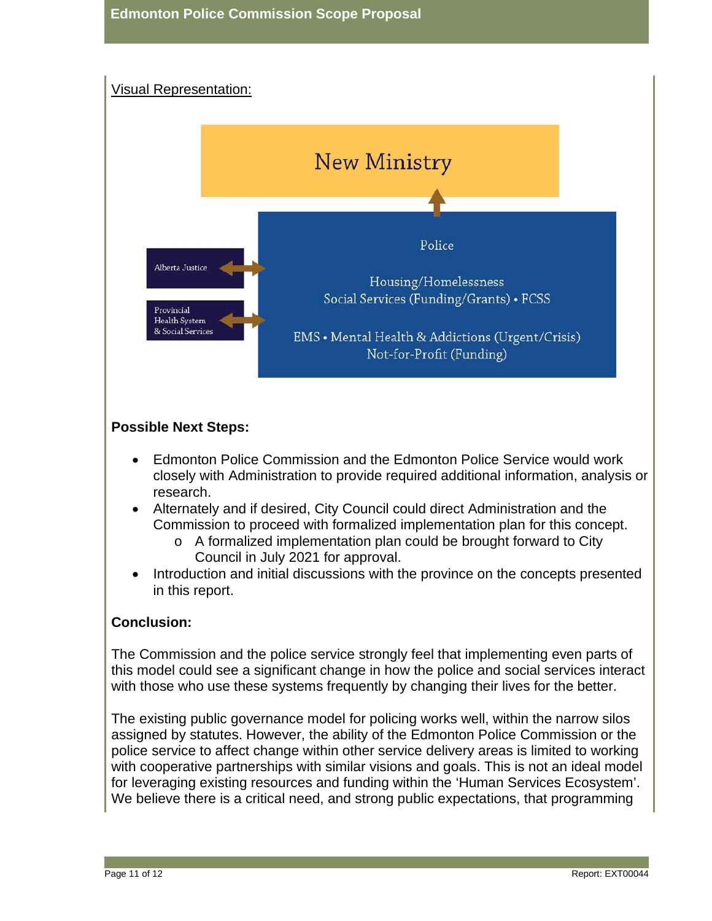Visual Representation:

New Ministry

Alberta Justice

Provincial Health System & Social Services

Police

Housing/Homelessness
Social Services (Funding/Grants) • FCSS

EMS • Mental Health & Addictions (Urgent/Crisis)
Not-for-Profit (Funding)

**Possible Next Steps:**

- Edmonton Police Commission and the Edmonton Police Service would work closely with Administration to provide required additional information, analysis or research.
- Alternately and if desired, City Council could direct Administration and the Commission to proceed with formalized implementation plan for this concept.
  - A formalized implementation plan could be brought forward to City Council in July 2021 for approval.
- Introduction and initial discussions with the province on the concepts presented in this report.

**Conclusion:**

The Commission and the police service strongly feel that implementing even parts of this model could see a significant change in how the police and social services interact with those who use these systems frequently by changing their lives for the better.

The existing public governance model for policing works well, within the narrow silos assigned by statutes. However, the ability of the Edmonton Police Commission or the police service to affect change within other service delivery areas is limited to working with cooperative partnerships with similar visions and goals. This is not an ideal model for leveraging existing resources and funding within the 'Human Services Ecosystem'. We believe there is a critical need, and strong public expectations, that programming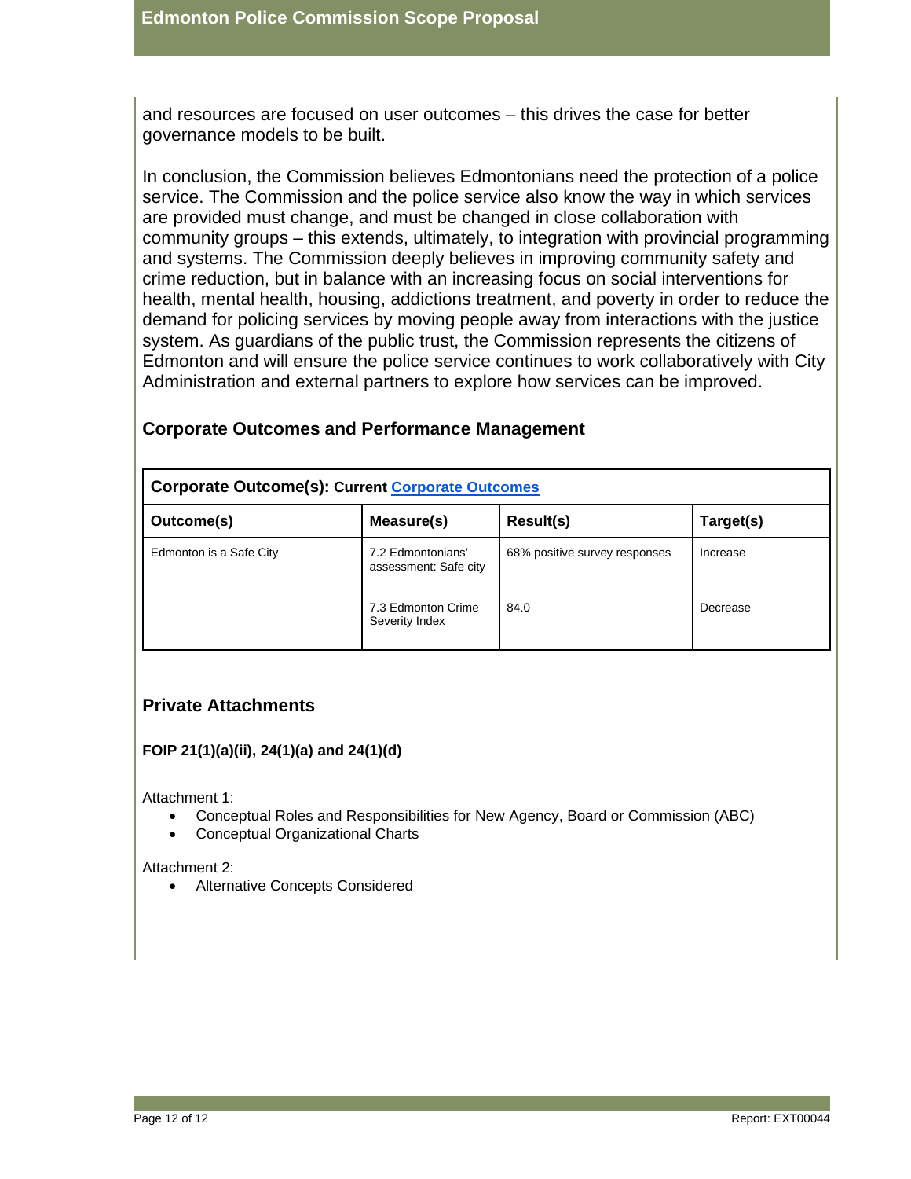and resources are focused on user outcomes – this drives the case for better governance models to be built.

In conclusion, the Commission believes Edmontonians need the protection of a police service. The Commission and the police service also know the way in which services are provided must change, and must be changed in close collaboration with community groups – this extends, ultimately, to integration with provincial programming and systems. The Commission deeply believes in improving community safety and crime reduction, but in balance with an increasing focus on social interventions for health, mental health, housing, addictions treatment, and poverty in order to reduce the demand for policing services by moving people away from interactions with the justice system. As guardians of the public trust, the Commission represents the citizens of Edmonton and will ensure the police service continues to work collaboratively with City Administration and external partners to explore how services can be improved.

## Corporate Outcomes and Performance Management

| **Corporate Outcome(s):** Current [Corporate Outcomes]() | | | |
|---|---|---|---|
| **Outcome(s)** | **Measure(s)** | **Result(s)** | **Target(s)** |
| Edmonton is a Safe City | 7.2 Edmontonians' assessment: Safe city | 68% positive survey responses | Increase |
| | 7.3 Edmonton Crime Severity Index | 84.0 | Decrease |

## Private Attachments

**FOIP 21(1)(a)(ii), 24(1)(a) and 24(1)(d)**

Attachment 1:

- Conceptual Roles and Responsibilities for New Agency, Board or Commission (ABC)
- Conceptual Organizational Charts

Attachment 2:

- Alternative Concepts Considered